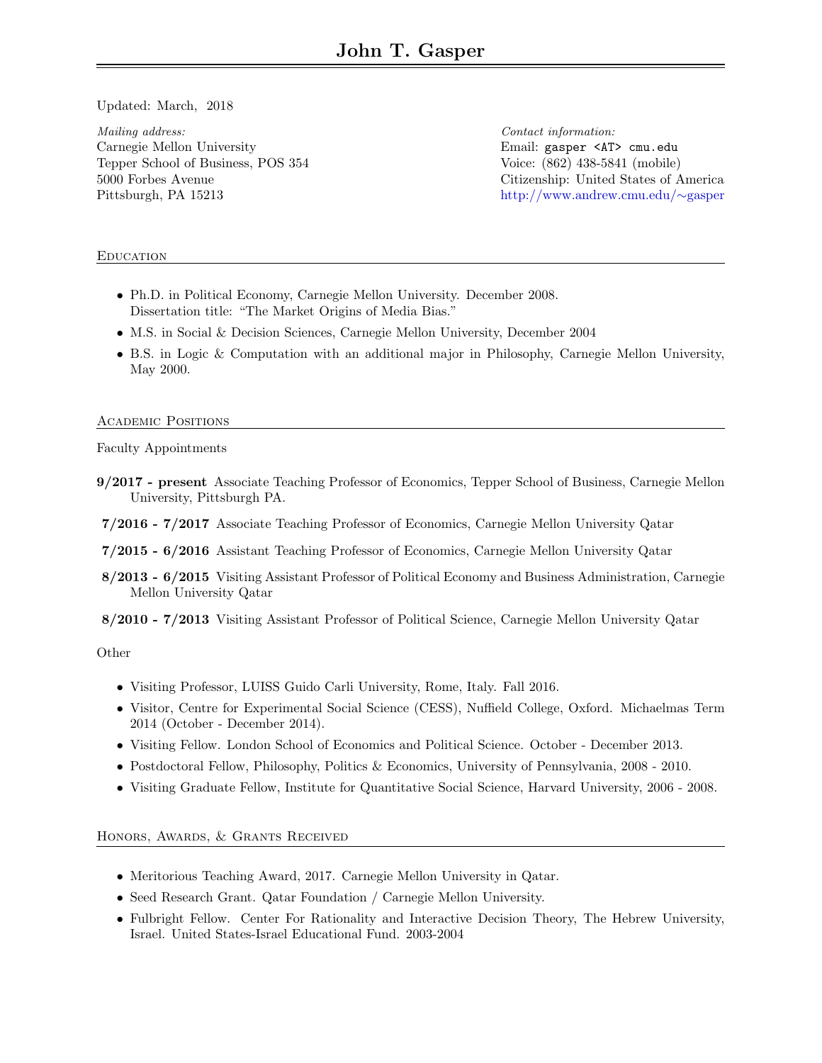# John T. Gasper

Updated: March, 2018

*Mailing address:*
Carnegie Mellon University
Tepper School of Business, POS 354
5000 Forbes Avenue
Pittsburgh, PA 15213

*Contact information:*
Email: gasper <AT> cmu.edu
Voice: (862) 438-5841 (mobile)
Citizenship: United States of America
http://www.andrew.cmu.edu/~gasper

## Education

- Ph.D. in Political Economy, Carnegie Mellon University. December 2008.
  Dissertation title: "The Market Origins of Media Bias."
- M.S. in Social & Decision Sciences, Carnegie Mellon University, December 2004
- B.S. in Logic & Computation with an additional major in Philosophy, Carnegie Mellon University, May 2000.

## Academic Positions

Faculty Appointments

**9/2017 - present** Associate Teaching Professor of Economics, Tepper School of Business, Carnegie Mellon University, Pittsburgh PA.

**7/2016 - 7/2017** Associate Teaching Professor of Economics, Carnegie Mellon University Qatar

**7/2015 - 6/2016** Assistant Teaching Professor of Economics, Carnegie Mellon University Qatar

**8/2013 - 6/2015** Visiting Assistant Professor of Political Economy and Business Administration, Carnegie Mellon University Qatar

**8/2010 - 7/2013** Visiting Assistant Professor of Political Science, Carnegie Mellon University Qatar

Other

- Visiting Professor, LUISS Guido Carli University, Rome, Italy. Fall 2016.
- Visitor, Centre for Experimental Social Science (CESS), Nuffield College, Oxford. Michaelmas Term 2014 (October - December 2014).
- Visiting Fellow. London School of Economics and Political Science. October - December 2013.
- Postdoctoral Fellow, Philosophy, Politics & Economics, University of Pennsylvania, 2008 - 2010.
- Visiting Graduate Fellow, Institute for Quantitative Social Science, Harvard University, 2006 - 2008.

## Honors, Awards, & Grants Received

- Meritorious Teaching Award, 2017. Carnegie Mellon University in Qatar.
- Seed Research Grant. Qatar Foundation / Carnegie Mellon University.
- Fulbright Fellow. Center For Rationality and Interactive Decision Theory, The Hebrew University, Israel. United States-Israel Educational Fund. 2003-2004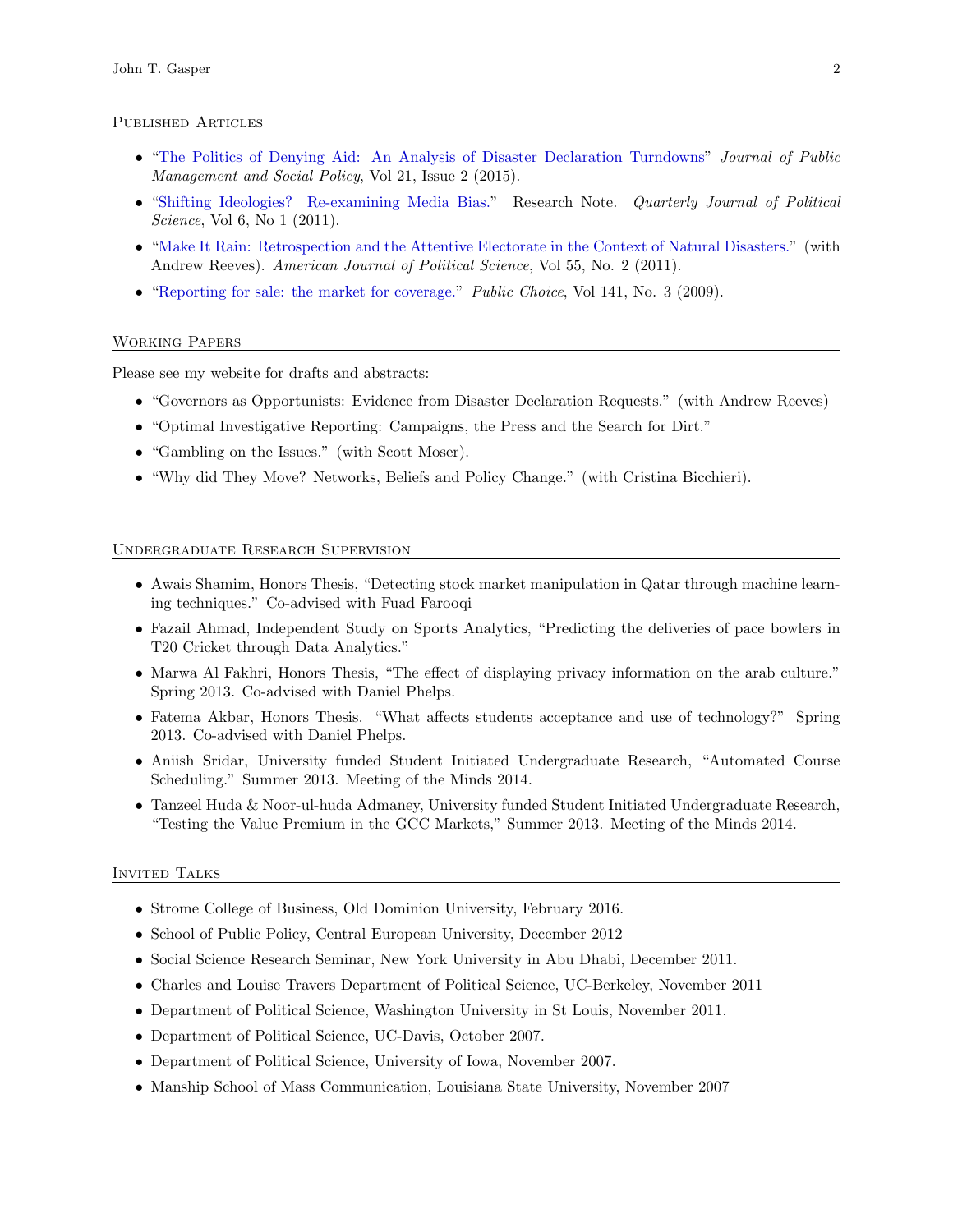## Published Articles

- "The Politics of Denying Aid: An Analysis of Disaster Declaration Turndowns" *Journal of Public Management and Social Policy*, Vol 21, Issue 2 (2015).
- "Shifting Ideologies? Re-examining Media Bias." Research Note. *Quarterly Journal of Political Science*, Vol 6, No 1 (2011).
- "Make It Rain: Retrospection and the Attentive Electorate in the Context of Natural Disasters." (with Andrew Reeves). *American Journal of Political Science*, Vol 55, No. 2 (2011).
- "Reporting for sale: the market for coverage." *Public Choice*, Vol 141, No. 3 (2009).

## Working Papers

Please see my website for drafts and abstracts:

- "Governors as Opportunists: Evidence from Disaster Declaration Requests." (with Andrew Reeves)
- "Optimal Investigative Reporting: Campaigns, the Press and the Search for Dirt."
- "Gambling on the Issues." (with Scott Moser).
- "Why did They Move? Networks, Beliefs and Policy Change." (with Cristina Bicchieri).

## Undergraduate Research Supervision

- Awais Shamim, Honors Thesis, "Detecting stock market manipulation in Qatar through machine learning techniques." Co-advised with Fuad Farooqi
- Fazail Ahmad, Independent Study on Sports Analytics, "Predicting the deliveries of pace bowlers in T20 Cricket through Data Analytics."
- Marwa Al Fakhri, Honors Thesis, "The effect of displaying privacy information on the arab culture." Spring 2013. Co-advised with Daniel Phelps.
- Fatema Akbar, Honors Thesis. "What affects students acceptance and use of technology?" Spring 2013. Co-advised with Daniel Phelps.
- Aniish Sridar, University funded Student Initiated Undergraduate Research, "Automated Course Scheduling." Summer 2013. Meeting of the Minds 2014.
- Tanzeel Huda & Noor-ul-huda Admaney, University funded Student Initiated Undergraduate Research, "Testing the Value Premium in the GCC Markets," Summer 2013. Meeting of the Minds 2014.

## Invited Talks

- Strome College of Business, Old Dominion University, February 2016.
- School of Public Policy, Central European University, December 2012
- Social Science Research Seminar, New York University in Abu Dhabi, December 2011.
- Charles and Louise Travers Department of Political Science, UC-Berkeley, November 2011
- Department of Political Science, Washington University in St Louis, November 2011.
- Department of Political Science, UC-Davis, October 2007.
- Department of Political Science, University of Iowa, November 2007.
- Manship School of Mass Communication, Louisiana State University, November 2007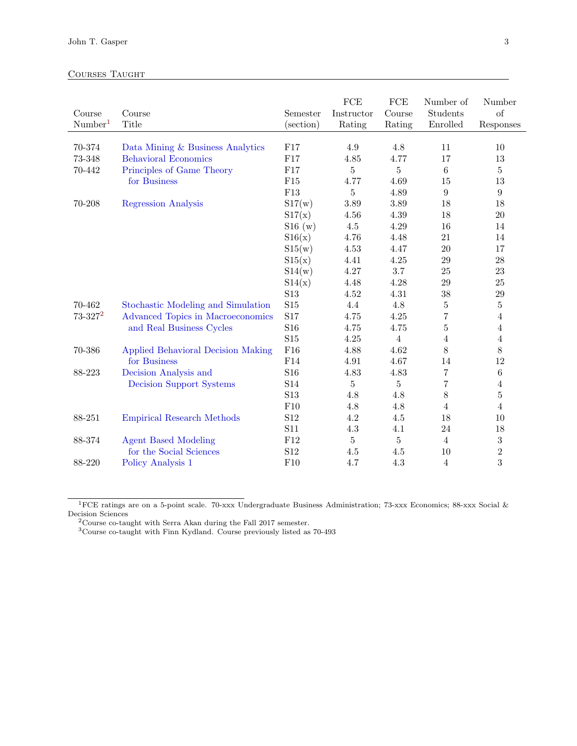## Courses Taught

| Course Number[1] | Course Title | Semester (section) | FCE Instructor Rating | FCE Course Rating | Number of Students Enrolled | Number of Responses |
|---|---|---|---|---|---|---|
| 70-374 | Data Mining & Business Analytics | F17 | 4.9 | 4.8 | 11 | 10 |
| 73-348 | Behavioral Economics | F17 | 4.85 | 4.77 | 17 | 13 |
| 70-442 | Principles of Game Theory for Business | F17 | 5 | 5 | 6 | 5 |
| | | F15 | 4.77 | 4.69 | 15 | 13 |
| | | F13 | 5 | 4.89 | 9 | 9 |
| 70-208 | Regression Analysis | S17(w) | 3.89 | 3.89 | 18 | 18 |
| | | S17(x) | 4.56 | 4.39 | 18 | 20 |
| | | S16 (w) | 4.5 | 4.29 | 16 | 14 |
| | | S16(x) | 4.76 | 4.48 | 21 | 14 |
| | | S15(w) | 4.53 | 4.47 | 20 | 17 |
| | | S15(x) | 4.41 | 4.25 | 29 | 28 |
| | | S14(w) | 4.27 | 3.7 | 25 | 23 |
| | | S14(x) | 4.48 | 4.28 | 29 | 25 |
| | | S13 | 4.52 | 4.31 | 38 | 29 |
| 70-462 | Stochastic Modeling and Simulation | S15 | 4.4 | 4.8 | 5 | 5 |
| 73-327[2] | Advanced Topics in Macroeconomics and Real Business Cycles | S17 | 4.75 | 4.25 | 7 | 4 |
| | | S16 | 4.75 | 4.75 | 5 | 4 |
| | | S15 | 4.25 | 4 | 4 | 4 |
| 70-386 | Applied Behavioral Decision Making for Business | F16 | 4.88 | 4.62 | 8 | 8 |
| | | F14 | 4.91 | 4.67 | 14 | 12 |
| 88-223 | Decision Analysis and Decision Support Systems | S16 | 4.83 | 4.83 | 7 | 6 |
| | | S14 | 5 | 5 | 7 | 4 |
| | | S13 | 4.8 | 4.8 | 8 | 5 |
| | | F10 | 4.8 | 4.8 | 4 | 4 |
| 88-251 | Empirical Research Methods | S12 | 4.2 | 4.5 | 18 | 10 |
| | | S11 | 4.3 | 4.1 | 24 | 18 |
| 88-374 | Agent Based Modeling for the Social Sciences | F12 | 5 | 5 | 4 | 3 |
| | | S12 | 4.5 | 4.5 | 10 | 2 |
| 88-220 | Policy Analysis 1 | F10 | 4.7 | 4.3 | 4 | 3 |

[1] FCE ratings are on a 5-point scale. 70-xxx Undergraduate Business Administration; 73-xxx Economics; 88-xxx Social & Decision Sciences

[2] Course co-taught with Serra Akan during the Fall 2017 semester.

[3] Course co-taught with Finn Kydland. Course previously listed as 70-493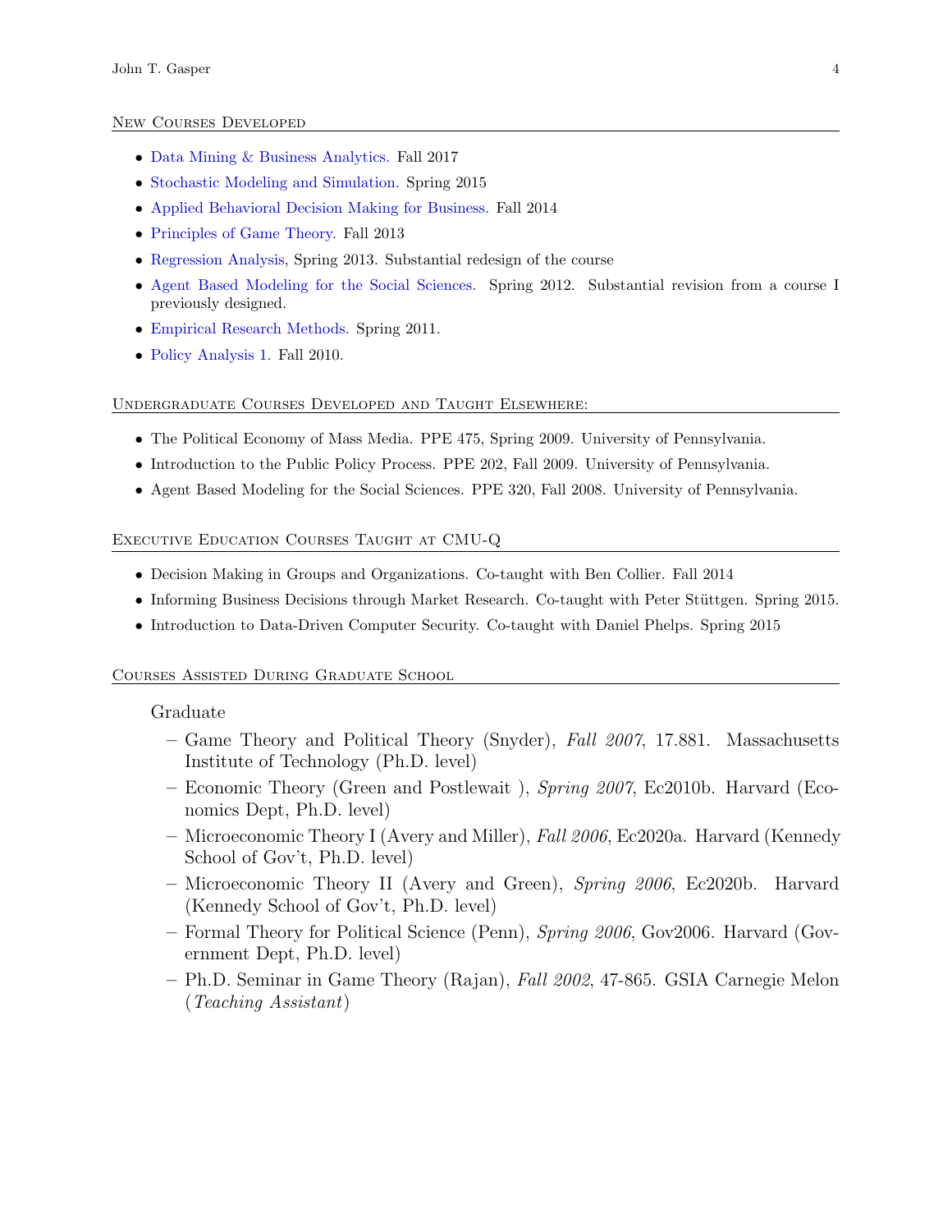## New Courses Developed

- Data Mining & Business Analytics. Fall 2017
- Stochastic Modeling and Simulation. Spring 2015
- Applied Behavioral Decision Making for Business. Fall 2014
- Principles of Game Theory. Fall 2013
- Regression Analysis, Spring 2013. Substantial redesign of the course
- Agent Based Modeling for the Social Sciences. Spring 2012. Substantial revision from a course I previously designed.
- Empirical Research Methods. Spring 2011.
- Policy Analysis 1. Fall 2010.

## Undergraduate Courses Developed and Taught Elsewhere:

- The Political Economy of Mass Media. PPE 475, Spring 2009. University of Pennsylvania.
- Introduction to the Public Policy Process. PPE 202, Fall 2009. University of Pennsylvania.
- Agent Based Modeling for the Social Sciences. PPE 320, Fall 2008. University of Pennsylvania.

## Executive Education Courses Taught at CMU-Q

- Decision Making in Groups and Organizations. Co-taught with Ben Collier. Fall 2014
- Informing Business Decisions through Market Research. Co-taught with Peter Stüttgen. Spring 2015.
- Introduction to Data-Driven Computer Security. Co-taught with Daniel Phelps. Spring 2015

## Courses Assisted During Graduate School

Graduate

- Game Theory and Political Theory (Snyder), *Fall 2007*, 17.881. Massachusetts Institute of Technology (Ph.D. level)
- Economic Theory (Green and Postlewait ), *Spring 2007*, Ec2010b. Harvard (Economics Dept, Ph.D. level)
- Microeconomic Theory I (Avery and Miller), *Fall 2006*, Ec2020a. Harvard (Kennedy School of Gov't, Ph.D. level)
- Microeconomic Theory II (Avery and Green), *Spring 2006*, Ec2020b. Harvard (Kennedy School of Gov't, Ph.D. level)
- Formal Theory for Political Science (Penn), *Spring 2006*, Gov2006. Harvard (Government Dept, Ph.D. level)
- Ph.D. Seminar in Game Theory (Rajan), *Fall 2002*, 47-865. GSIA Carnegie Melon (*Teaching Assistant*)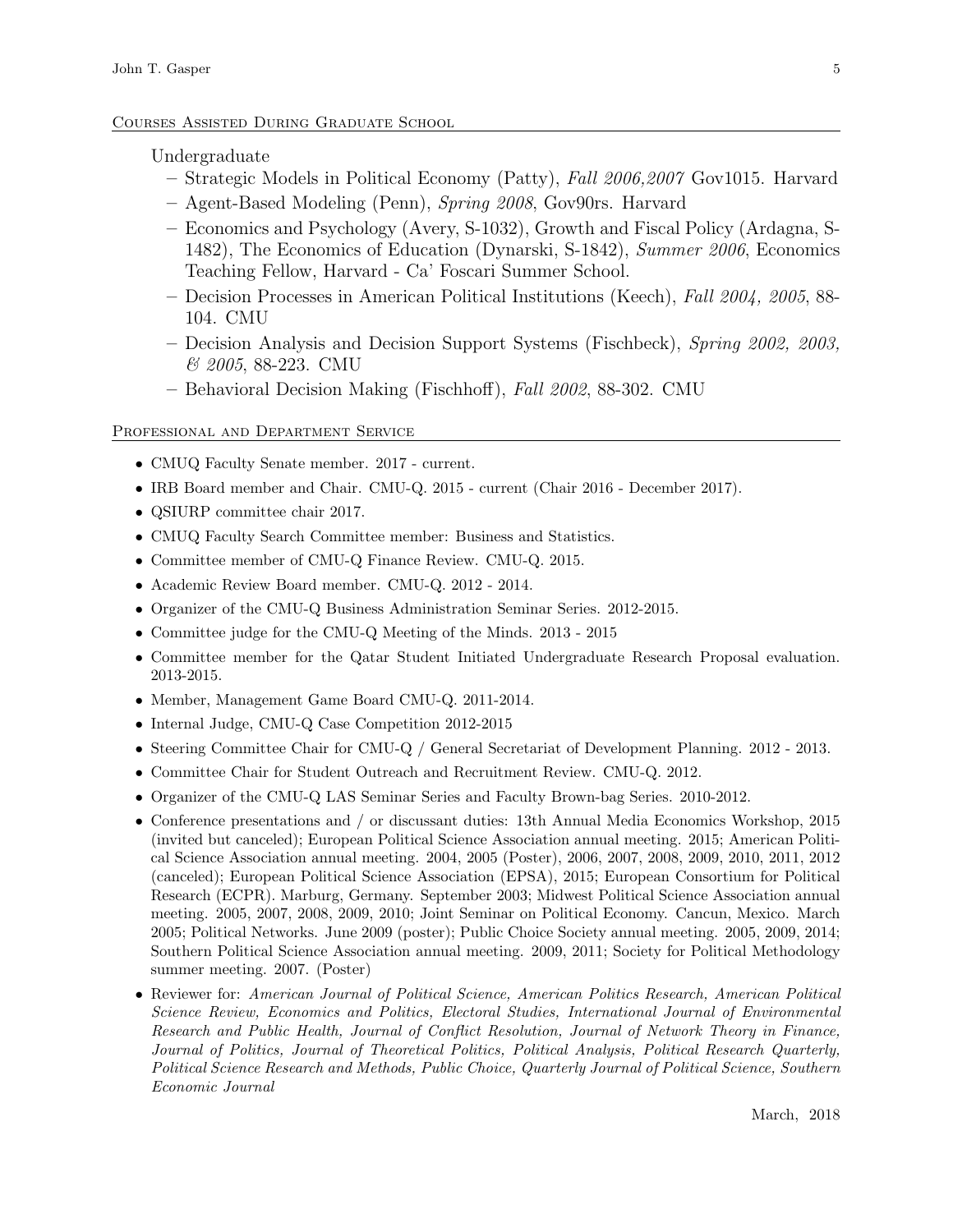## Courses Assisted During Graduate School

Undergraduate

- Strategic Models in Political Economy (Patty), *Fall 2006,2007* Gov1015. Harvard
- Agent-Based Modeling (Penn), *Spring 2008*, Gov90rs. Harvard
- Economics and Psychology (Avery, S-1032), Growth and Fiscal Policy (Ardagna, S-1482), The Economics of Education (Dynarski, S-1842), *Summer 2006*, Economics Teaching Fellow, Harvard - Ca' Foscari Summer School.
- Decision Processes in American Political Institutions (Keech), *Fall 2004, 2005*, 88-104. CMU
- Decision Analysis and Decision Support Systems (Fischbeck), *Spring 2002, 2003, & 2005*, 88-223. CMU
- Behavioral Decision Making (Fischhoff), *Fall 2002*, 88-302. CMU

## Professional and Department Service

- CMUQ Faculty Senate member. 2017 - current.
- IRB Board member and Chair. CMU-Q. 2015 - current (Chair 2016 - December 2017).
- QSIURP committee chair 2017.
- CMUQ Faculty Search Committee member: Business and Statistics.
- Committee member of CMU-Q Finance Review. CMU-Q. 2015.
- Academic Review Board member. CMU-Q. 2012 - 2014.
- Organizer of the CMU-Q Business Administration Seminar Series. 2012-2015.
- Committee judge for the CMU-Q Meeting of the Minds. 2013 - 2015
- Committee member for the Qatar Student Initiated Undergraduate Research Proposal evaluation. 2013-2015.
- Member, Management Game Board CMU-Q. 2011-2014.
- Internal Judge, CMU-Q Case Competition 2012-2015
- Steering Committee Chair for CMU-Q / General Secretariat of Development Planning. 2012 - 2013.
- Committee Chair for Student Outreach and Recruitment Review. CMU-Q. 2012.
- Organizer of the CMU-Q LAS Seminar Series and Faculty Brown-bag Series. 2010-2012.
- Conference presentations and / or discussant duties: 13th Annual Media Economics Workshop, 2015 (invited but canceled); European Political Science Association annual meeting. 2015; American Political Science Association annual meeting. 2004, 2005 (Poster), 2006, 2007, 2008, 2009, 2010, 2011, 2012 (canceled); European Political Science Association (EPSA), 2015; European Consortium for Political Research (ECPR). Marburg, Germany. September 2003; Midwest Political Science Association annual meeting. 2005, 2007, 2008, 2009, 2010; Joint Seminar on Political Economy. Cancun, Mexico. March 2005; Political Networks. June 2009 (poster); Public Choice Society annual meeting. 2005, 2009, 2014; Southern Political Science Association annual meeting. 2009, 2011; Society for Political Methodology summer meeting. 2007. (Poster)
- Reviewer for: *American Journal of Political Science, American Politics Research, American Political Science Review, Economics and Politics, Electoral Studies, International Journal of Environmental Research and Public Health, Journal of Conflict Resolution, Journal of Network Theory in Finance, Journal of Politics, Journal of Theoretical Politics, Political Analysis, Political Research Quarterly, Political Science Research and Methods, Public Choice, Quarterly Journal of Political Science, Southern Economic Journal*

March, 2018